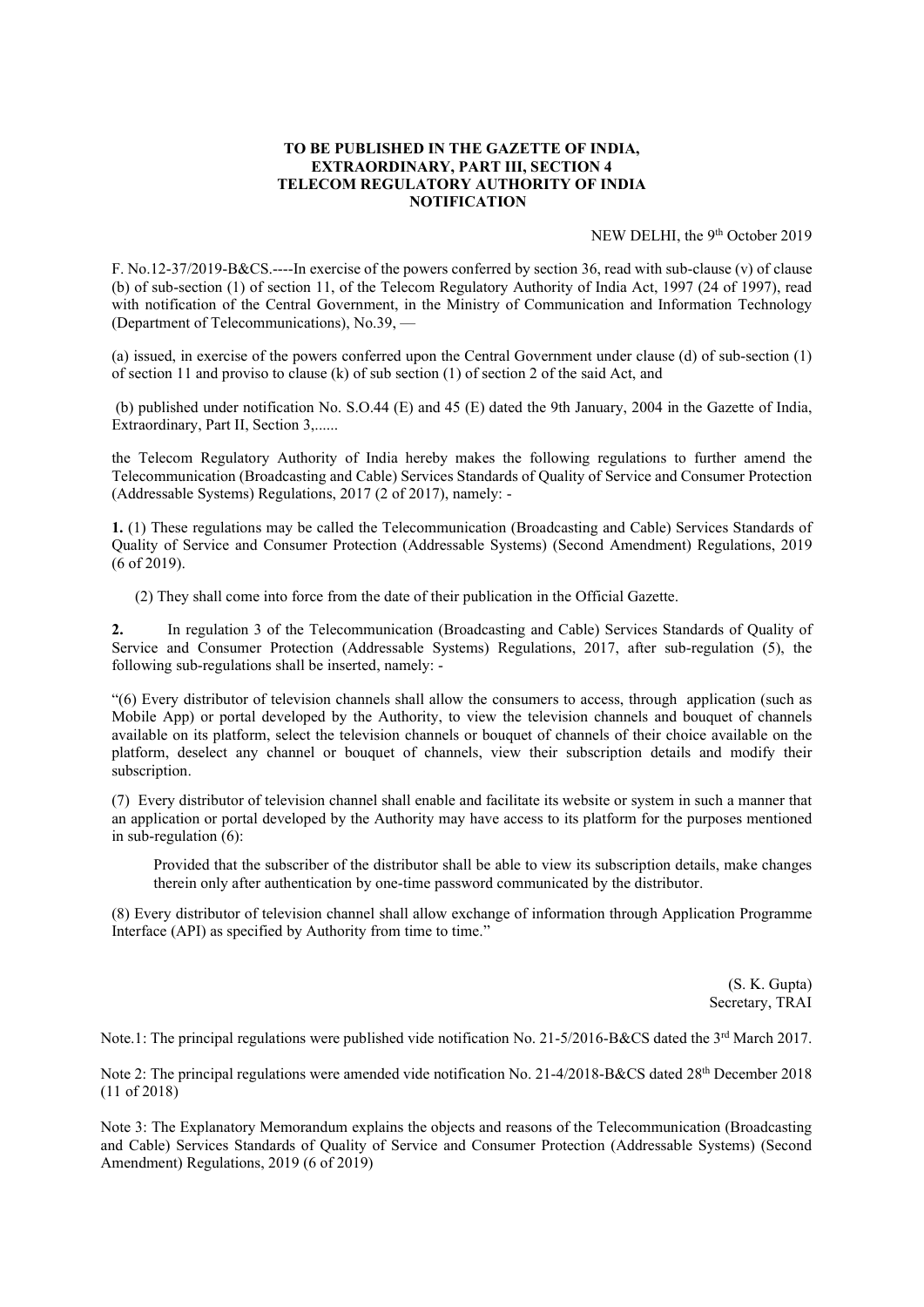**TO BE PUBLISHED IN THE GAZETTE OF INDIA,**
**EXTRAORDINARY, PART III, SECTION 4**
**TELECOM REGULATORY AUTHORITY OF INDIA**
**NOTIFICATION**

NEW DELHI, the 9th October 2019

F. No.12-37/2019-B&CS.----In exercise of the powers conferred by section 36, read with sub-clause (v) of clause (b) of sub-section (1) of section 11, of the Telecom Regulatory Authority of India Act, 1997 (24 of 1997), read with notification of the Central Government, in the Ministry of Communication and Information Technology (Department of Telecommunications), No.39, —

(a) issued, in exercise of the powers conferred upon the Central Government under clause (d) of sub-section (1) of section 11 and proviso to clause (k) of sub section (1) of section 2 of the said Act, and

(b) published under notification No. S.O.44 (E) and 45 (E) dated the 9th January, 2004 in the Gazette of India, Extraordinary, Part II, Section 3,......

the Telecom Regulatory Authority of India hereby makes the following regulations to further amend the Telecommunication (Broadcasting and Cable) Services Standards of Quality of Service and Consumer Protection (Addressable Systems) Regulations, 2017 (2 of 2017), namely: -

**1.** (1) These regulations may be called the Telecommunication (Broadcasting and Cable) Services Standards of Quality of Service and Consumer Protection (Addressable Systems) (Second Amendment) Regulations, 2019 (6 of 2019).

(2) They shall come into force from the date of their publication in the Official Gazette.

**2.** In regulation 3 of the Telecommunication (Broadcasting and Cable) Services Standards of Quality of Service and Consumer Protection (Addressable Systems) Regulations, 2017, after sub-regulation (5), the following sub-regulations shall be inserted, namely: -

"(6) Every distributor of television channels shall allow the consumers to access, through application (such as Mobile App) or portal developed by the Authority, to view the television channels and bouquet of channels available on its platform, select the television channels or bouquet of channels of their choice available on the platform, deselect any channel or bouquet of channels, view their subscription details and modify their subscription.

(7) Every distributor of television channel shall enable and facilitate its website or system in such a manner that an application or portal developed by the Authority may have access to its platform for the purposes mentioned in sub-regulation (6):

> Provided that the subscriber of the distributor shall be able to view its subscription details, make changes therein only after authentication by one-time password communicated by the distributor.

(8) Every distributor of television channel shall allow exchange of information through Application Programme Interface (API) as specified by Authority from time to time."

(S. K. Gupta)
Secretary, TRAI

Note.1: The principal regulations were published vide notification No. 21-5/2016-B&CS dated the 3rd March 2017.

Note 2: The principal regulations were amended vide notification No. 21-4/2018-B&CS dated 28th December 2018 (11 of 2018)

Note 3: The Explanatory Memorandum explains the objects and reasons of the Telecommunication (Broadcasting and Cable) Services Standards of Quality of Service and Consumer Protection (Addressable Systems) (Second Amendment) Regulations, 2019 (6 of 2019)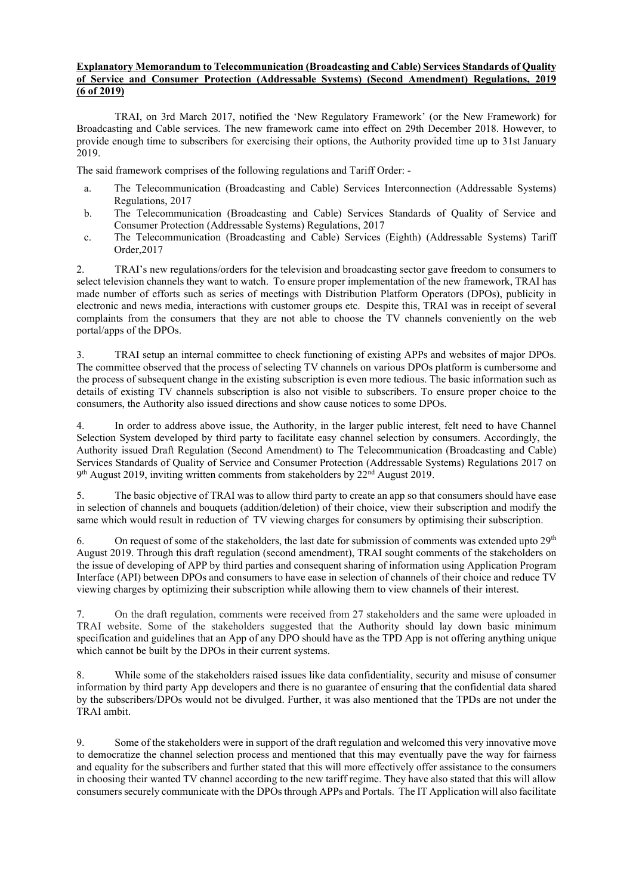**Explanatory Memorandum to Telecommunication (Broadcasting and Cable) Services Standards of Quality of Service and Consumer Protection (Addressable Systems) (Second Amendment) Regulations, 2019 (6 of 2019)**

TRAI, on 3rd March 2017, notified the 'New Regulatory Framework' (or the New Framework) for Broadcasting and Cable services. The new framework came into effect on 29th December 2018. However, to provide enough time to subscribers for exercising their options, the Authority provided time up to 31st January 2019.

The said framework comprises of the following regulations and Tariff Order: -

a. The Telecommunication (Broadcasting and Cable) Services Interconnection (Addressable Systems) Regulations, 2017
b. The Telecommunication (Broadcasting and Cable) Services Standards of Quality of Service and Consumer Protection (Addressable Systems) Regulations, 2017
c. The Telecommunication (Broadcasting and Cable) Services (Eighth) (Addressable Systems) Tariff Order,2017

2. TRAI's new regulations/orders for the television and broadcasting sector gave freedom to consumers to select television channels they want to watch. To ensure proper implementation of the new framework, TRAI has made number of efforts such as series of meetings with Distribution Platform Operators (DPOs), publicity in electronic and news media, interactions with customer groups etc. Despite this, TRAI was in receipt of several complaints from the consumers that they are not able to choose the TV channels conveniently on the web portal/apps of the DPOs.

3. TRAI setup an internal committee to check functioning of existing APPs and websites of major DPOs. The committee observed that the process of selecting TV channels on various DPOs platform is cumbersome and the process of subsequent change in the existing subscription is even more tedious. The basic information such as details of existing TV channels subscription is also not visible to subscribers. To ensure proper choice to the consumers, the Authority also issued directions and show cause notices to some DPOs.

4. In order to address above issue, the Authority, in the larger public interest, felt need to have Channel Selection System developed by third party to facilitate easy channel selection by consumers. Accordingly, the Authority issued Draft Regulation (Second Amendment) to The Telecommunication (Broadcasting and Cable) Services Standards of Quality of Service and Consumer Protection (Addressable Systems) Regulations 2017 on 9th August 2019, inviting written comments from stakeholders by 22nd August 2019.

5. The basic objective of TRAI was to allow third party to create an app so that consumers should have ease in selection of channels and bouquets (addition/deletion) of their choice, view their subscription and modify the same which would result in reduction of TV viewing charges for consumers by optimising their subscription.

6. On request of some of the stakeholders, the last date for submission of comments was extended upto 29th August 2019. Through this draft regulation (second amendment), TRAI sought comments of the stakeholders on the issue of developing of APP by third parties and consequent sharing of information using Application Program Interface (API) between DPOs and consumers to have ease in selection of channels of their choice and reduce TV viewing charges by optimizing their subscription while allowing them to view channels of their interest.

7. On the draft regulation, comments were received from 27 stakeholders and the same were uploaded in TRAI website. Some of the stakeholders suggested that the Authority should lay down basic minimum specification and guidelines that an App of any DPO should have as the TPD App is not offering anything unique which cannot be built by the DPOs in their current systems.

8. While some of the stakeholders raised issues like data confidentiality, security and misuse of consumer information by third party App developers and there is no guarantee of ensuring that the confidential data shared by the subscribers/DPOs would not be divulged. Further, it was also mentioned that the TPDs are not under the TRAI ambit.

9. Some of the stakeholders were in support of the draft regulation and welcomed this very innovative move to democratize the channel selection process and mentioned that this may eventually pave the way for fairness and equality for the subscribers and further stated that this will more effectively offer assistance to the consumers in choosing their wanted TV channel according to the new tariff regime. They have also stated that this will allow consumers securely communicate with the DPOs through APPs and Portals. The IT Application will also facilitate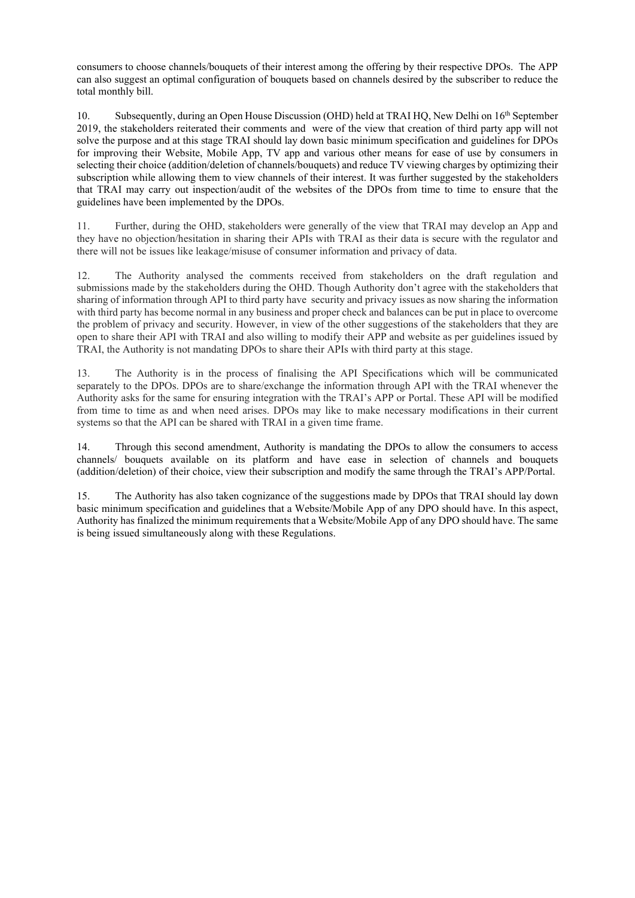consumers to choose channels/bouquets of their interest among the offering by their respective DPOs. The APP can also suggest an optimal configuration of bouquets based on channels desired by the subscriber to reduce the total monthly bill.

10. Subsequently, during an Open House Discussion (OHD) held at TRAI HQ, New Delhi on 16th September 2019, the stakeholders reiterated their comments and were of the view that creation of third party app will not solve the purpose and at this stage TRAI should lay down basic minimum specification and guidelines for DPOs for improving their Website, Mobile App, TV app and various other means for ease of use by consumers in selecting their choice (addition/deletion of channels/bouquets) and reduce TV viewing charges by optimizing their subscription while allowing them to view channels of their interest. It was further suggested by the stakeholders that TRAI may carry out inspection/audit of the websites of the DPOs from time to time to ensure that the guidelines have been implemented by the DPOs.

11. Further, during the OHD, stakeholders were generally of the view that TRAI may develop an App and they have no objection/hesitation in sharing their APIs with TRAI as their data is secure with the regulator and there will not be issues like leakage/misuse of consumer information and privacy of data.

12. The Authority analysed the comments received from stakeholders on the draft regulation and submissions made by the stakeholders during the OHD. Though Authority don't agree with the stakeholders that sharing of information through API to third party have security and privacy issues as now sharing the information with third party has become normal in any business and proper check and balances can be put in place to overcome the problem of privacy and security. However, in view of the other suggestions of the stakeholders that they are open to share their API with TRAI and also willing to modify their APP and website as per guidelines issued by TRAI, the Authority is not mandating DPOs to share their APIs with third party at this stage.

13. The Authority is in the process of finalising the API Specifications which will be communicated separately to the DPOs. DPOs are to share/exchange the information through API with the TRAI whenever the Authority asks for the same for ensuring integration with the TRAI's APP or Portal. These API will be modified from time to time as and when need arises. DPOs may like to make necessary modifications in their current systems so that the API can be shared with TRAI in a given time frame.

14. Through this second amendment, Authority is mandating the DPOs to allow the consumers to access channels/ bouquets available on its platform and have ease in selection of channels and bouquets (addition/deletion) of their choice, view their subscription and modify the same through the TRAI's APP/Portal.

15. The Authority has also taken cognizance of the suggestions made by DPOs that TRAI should lay down basic minimum specification and guidelines that a Website/Mobile App of any DPO should have. In this aspect, Authority has finalized the minimum requirements that a Website/Mobile App of any DPO should have. The same is being issued simultaneously along with these Regulations.